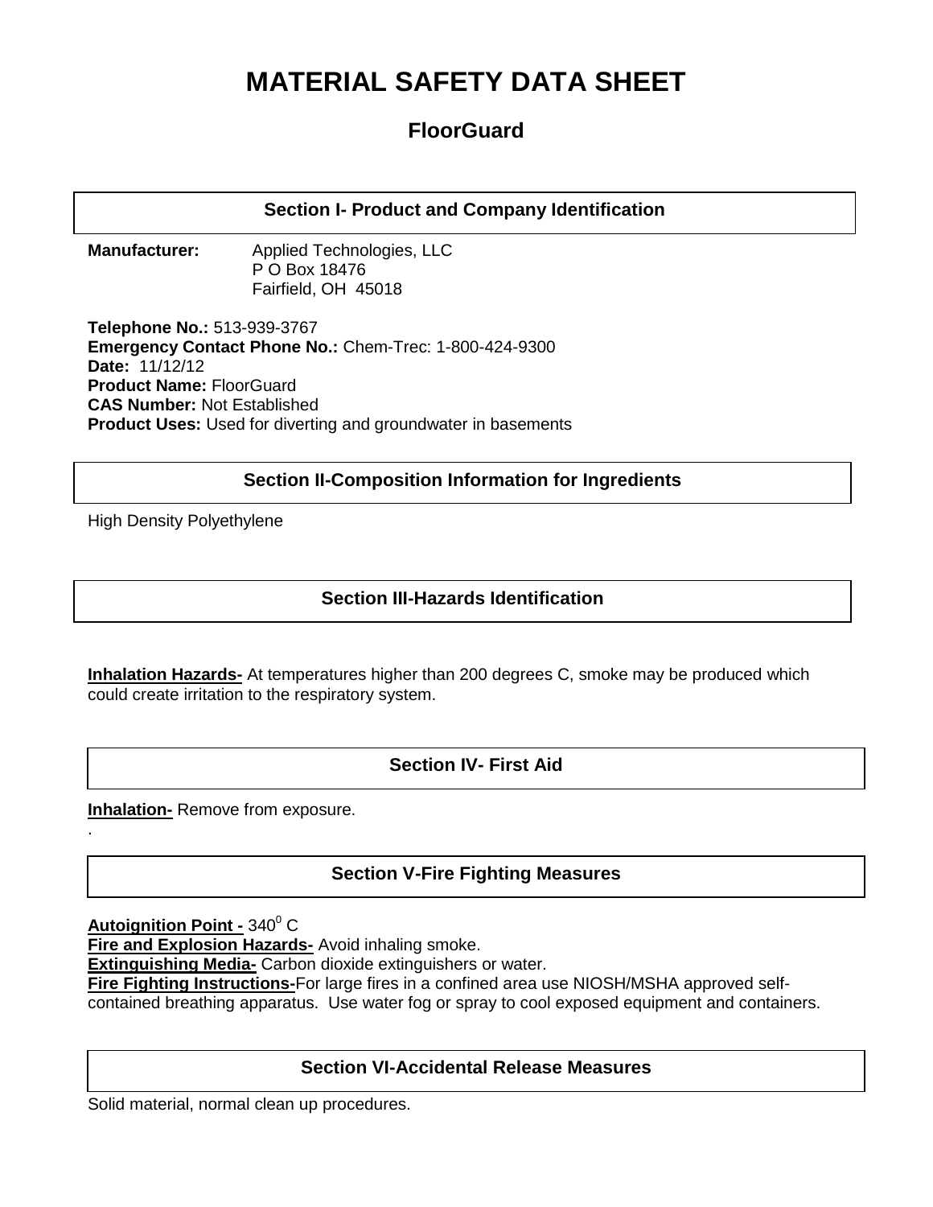# MATERIAL SAFETY DATA SHEET

## FloorGuard

### Section I- Product and Company Identification

**Manufacturer:** Applied Technologies, LLC
P O Box 18476
Fairfield, OH 45018

**Telephone No.:** 513-939-3767
**Emergency Contact Phone No.:** Chem-Trec: 1-800-424-9300
**Date:** 11/12/12
**Product Name:** FloorGuard
**CAS Number:** Not Established
**Product Uses:** Used for diverting and groundwater in basements

### Section II-Composition Information for Ingredients

High Density Polyethylene

### Section III-Hazards Identification

**Inhalation Hazards-** At temperatures higher than 200 degrees C, smoke may be produced which could create irritation to the respiratory system.

### Section IV- First Aid

**Inhalation-** Remove from exposure.
.

### Section V-Fire Fighting Measures

**Autoignition Point -** $340^0$ C
**Fire and Explosion Hazards-** Avoid inhaling smoke.
**Extinguishing Media-** Carbon dioxide extinguishers or water.
**Fire Fighting Instructions-**For large fires in a confined area use NIOSH/MSHA approved self-contained breathing apparatus. Use water fog or spray to cool exposed equipment and containers.

### Section VI-Accidental Release Measures

Solid material, normal clean up procedures.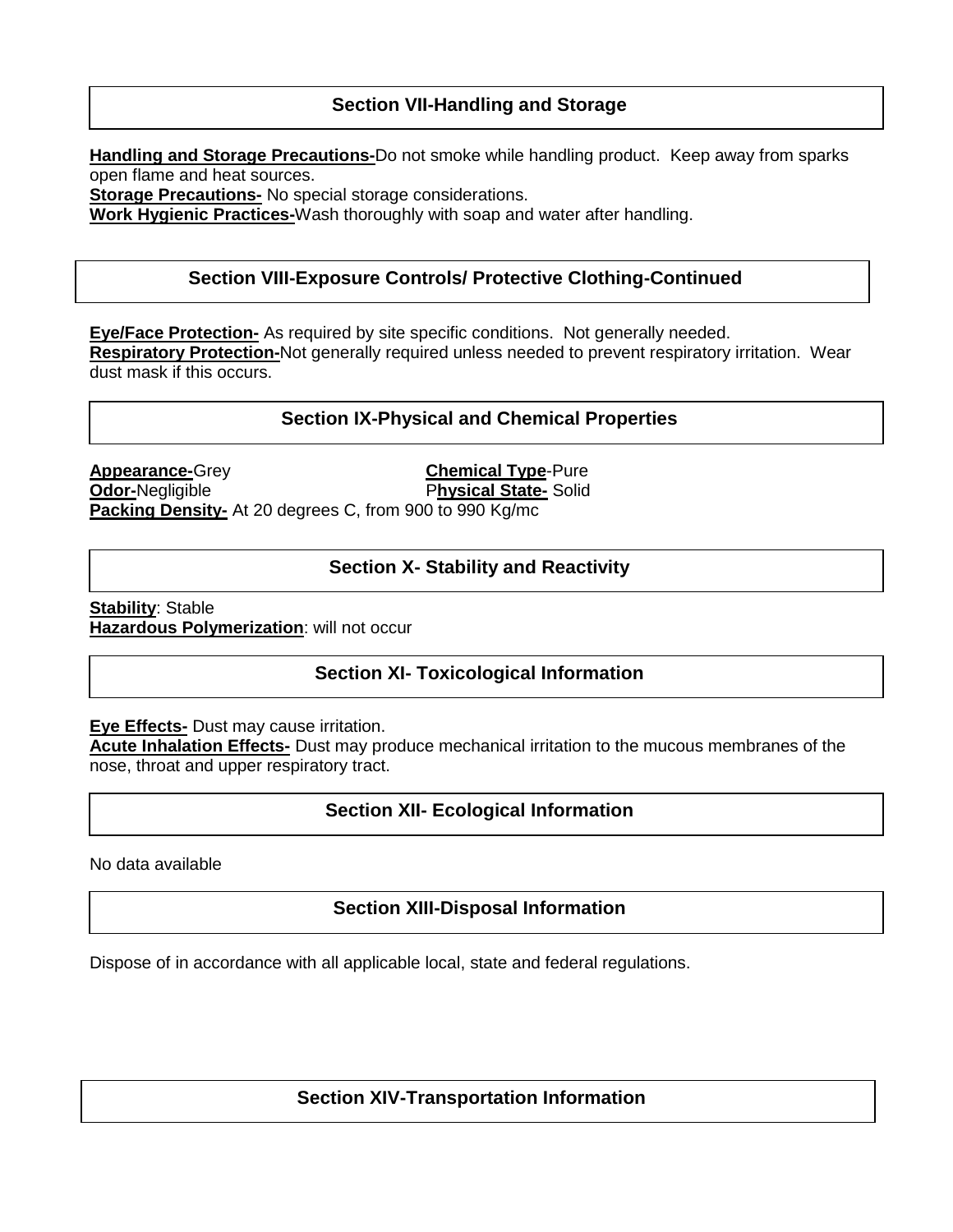## Section VII-Handling and Storage

**Handling and Storage Precautions-**Do not smoke while handling product. Keep away from sparks open flame and heat sources.
**Storage Precautions-** No special storage considerations.
**Work Hygienic Practices-**Wash thoroughly with soap and water after handling.

## Section VIII-Exposure Controls/ Protective Clothing-Continued

**Eye/Face Protection-** As required by site specific conditions. Not generally needed.
**Respiratory Protection-**Not generally required unless needed to prevent respiratory irritation. Wear dust mask if this occurs.

## Section IX-Physical and Chemical Properties

**Appearance-**Grey
**Chemical Type**-Pure
**Odor-**Negligible
**Physical State-** Solid
**Packing Density-** At 20 degrees C, from 900 to 990 Kg/mc

## Section X- Stability and Reactivity

**Stability**: Stable
**Hazardous Polymerization**: will not occur

## Section XI- Toxicological Information

**Eye Effects-** Dust may cause irritation.
**Acute Inhalation Effects-** Dust may produce mechanical irritation to the mucous membranes of the nose, throat and upper respiratory tract.

## Section XII- Ecological Information

No data available

## Section XIII-Disposal Information

Dispose of in accordance with all applicable local, state and federal regulations.

## Section XIV-Transportation Information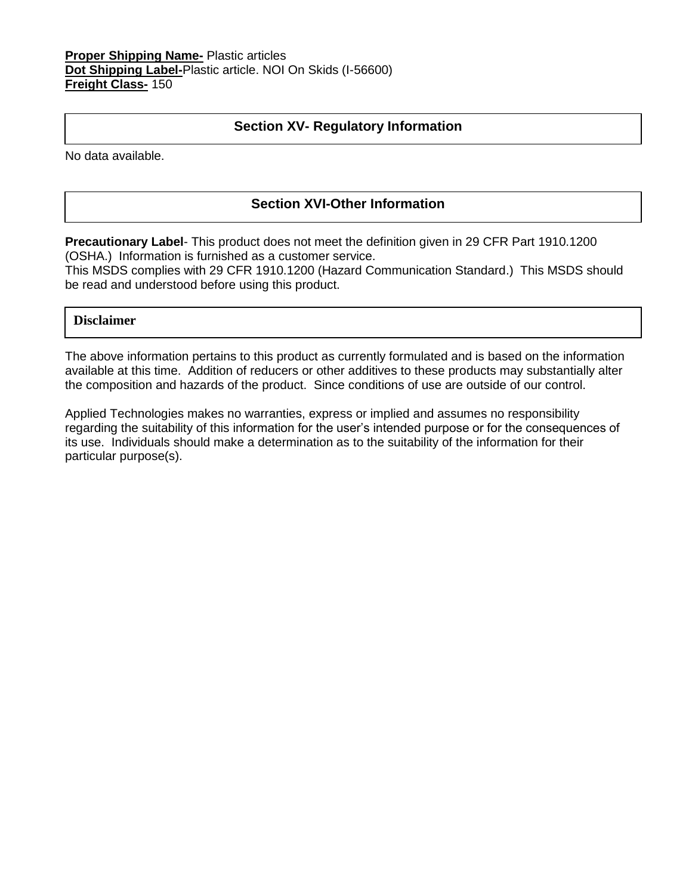**Proper Shipping Name-** Plastic articles
**Dot Shipping Label-**Plastic article. NOI On Skids (I-56600)
**Freight Class-** 150

## Section XV- Regulatory Information

No data available.

## Section XVI-Other Information

**Precautionary Label**- This product does not meet the definition given in 29 CFR Part 1910.1200 (OSHA.) Information is furnished as a customer service.
This MSDS complies with 29 CFR 1910.1200 (Hazard Communication Standard.) This MSDS should be read and understood before using this product.

## Disclaimer

The above information pertains to this product as currently formulated and is based on the information available at this time. Addition of reducers or other additives to these products may substantially alter the composition and hazards of the product. Since conditions of use are outside of our control.

Applied Technologies makes no warranties, express or implied and assumes no responsibility regarding the suitability of this information for the user's intended purpose or for the consequences of its use. Individuals should make a determination as to the suitability of the information for their particular purpose(s).